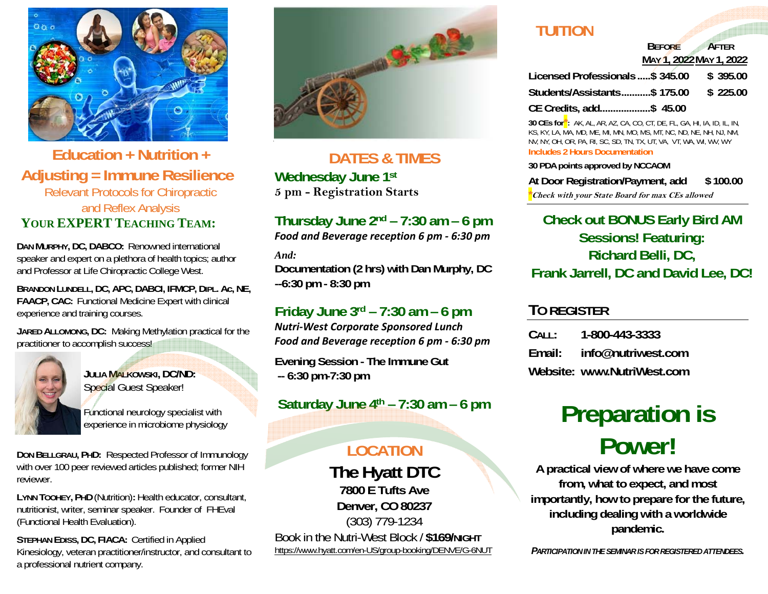## Education + Nutrition + Adjusting = Immune Resilience

Relevant Protocols for Chiropractic and Reflex Analysis

### YOUR EXPERT TEACHING TEAM:

**DAN MURPHY, DC, DABCO:** Renowned international speaker and expert on a plethora of health topics; author and Professor at Life Chiropractic College West.

**BRANDON LUNDELL, DC, APC, DABCI, IFMCP, DIPL. AC, NE, FAACP, CAC:** Functional Medicine Expert with clinical experience and training courses.

**JARED ALLOMONG, DC:** Making Methylation practical for the practitioner to accomplish success!

**JULIA MALKOWSKI, DC/ND:** Special Guest Speaker!

Functional neurology specialist with experience in microbiome physiology

**DON BELLGRAU, PHD:** Respected Professor of Immunology with over 100 peer reviewed articles published; former NIH reviewer.

**LYNN TOOHEY, PHD** (Nutrition)**:** Health educator, consultant, nutritionist, writer, seminar speaker. Founder of FHEval (Functional Health Evaluation).

**STEPHAN EDISS, DC, FIACA:** Certified in Applied Kinesiology, veteran practitioner/instructor, and consultant to a professional nutrient company.

## DATES & TIMES

**Wednesday June 1st**
**5 pm - Registration Starts**

**Thursday June 2nd – 7:30 am – 6 pm**
*Food and Beverage reception 6 pm - 6:30 pm*

*And:*
**Documentation (2 hrs) with Dan Murphy, DC --6:30 pm - 8:30 pm**

**Friday June 3rd – 7:30 am – 6 pm**
*Nutri-West Corporate Sponsored Lunch*
*Food and Beverage reception 6 pm - 6:30 pm*

**Evening Session - The Immune Gut -- 6:30 pm-7:30 pm**

**Saturday June 4th – 7:30 am – 6 pm**

## LOCATION

**The Hyatt DTC**
**7800 E Tufts Ave**
**Denver, CO 80237**
(303) 779-1234

Book in the Nutri-West Block / **$169/NIGHT**
https://www.hyatt.com/en-US/group-booking/DENVE/G-6NUT

## TUITION

| | BEFORE MAY 1, 2022 | AFTER MAY 1, 2022 |
|---|---|---|
| **Licensed Professionals .....** | **$ 345.00** | **$ 395.00** |
| **Students/Assistants...........** | **$ 175.00** | **$ 225.00** |
| **CE Credits, add..................** | **$ 45.00** | |

**30 CEs for*:** AK, AL, AR, AZ, CA, CO, CT, DE, FL, GA, HI, IA, ID, IL, IN, KS, KY, LA, MA, MD, ME, MI, MN, MO, MS, MT, NC, ND, NE, NH, NJ, NM, NV, NY, OH, OR, PA, RI, SC, SD, TN, TX, UT, VA, VT, WA, WI, WV, WY

**Includes 2 Hours Documentation**

**30 PDA points approved by NCCAOM**

**At Door Registration/Payment, add $ 100.00**

**Check with your State Board for max CEs allowed*

**Check out BONUS Early Bird AM Sessions! Featuring: Richard Belli, DC, Frank Jarrell, DC and David Lee, DC!**

## TO REGISTER

**CALL:** 1-800-443-3333
**Email:** info@nutriwest.com
**Website:** www.NutriWest.com

# Preparation is Power!

**A practical view of where we have come from, what to expect, and most importantly, how to prepare for the future, including dealing with a worldwide pandemic.**

***PARTICIPATION IN THE SEMINAR IS FOR REGISTERED ATTENDEES.***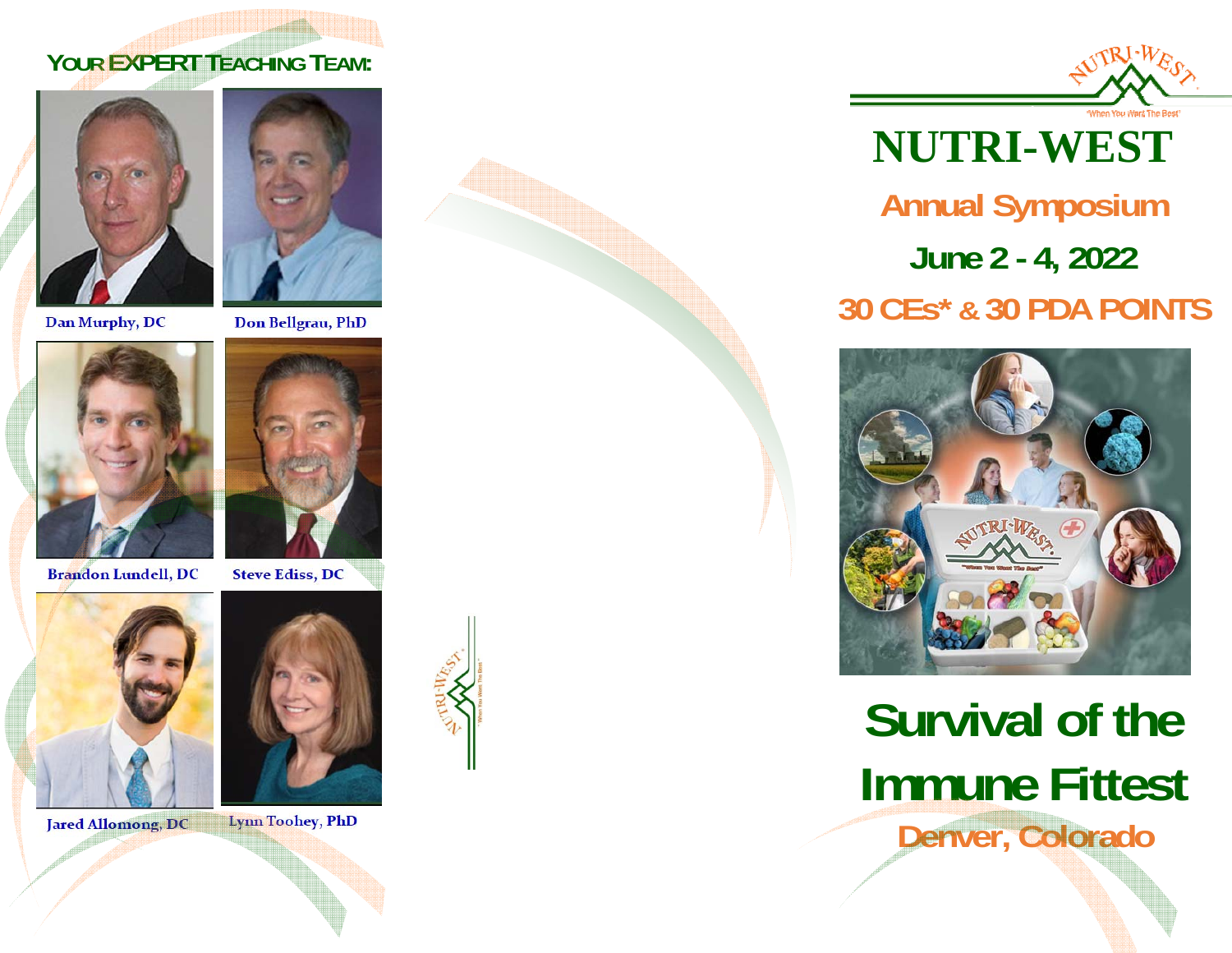## YOUR EXPERT TEACHING TEAM:

Dan Murphy, DC

Don Bellgrau, PhD

Brandon Lundell, DC

Steve Ediss, DC

Jared Allomong, DC

Lynn Toohey, PhD

# NUTRI-WEST

## Annual Symposium

## June 2 - 4, 2022

## 30 CEs* & 30 PDA POINTS

# Survival of the Immune Fittest

## Denver, Colorado